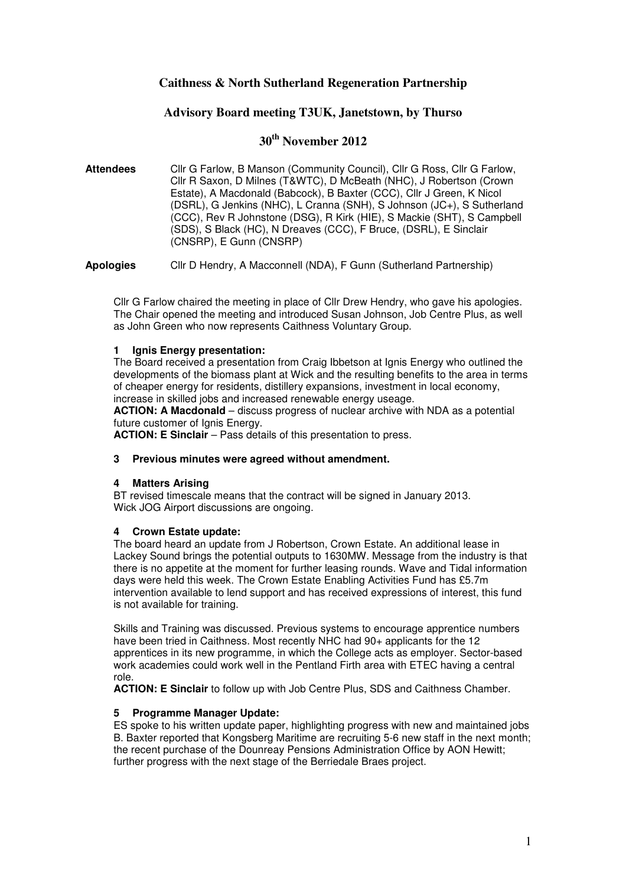# Caithness & North Sutherland Regeneration Partnership

## Advisory Board meeting T3UK, Janetstown, by Thurso

## 30th November 2012

**Attendees** Cllr G Farlow, B Manson (Community Council), Cllr G Ross, Cllr G Farlow, Cllr R Saxon, D Milnes (T&WTC), D McBeath (NHC), J Robertson (Crown Estate), A Macdonald (Babcock), B Baxter (CCC), Cllr J Green, K Nicol (DSRL), G Jenkins (NHC), L Cranna (SNH), S Johnson (JC+), S Sutherland (CCC), Rev R Johnstone (DSG), R Kirk (HIE), S Mackie (SHT), S Campbell (SDS), S Black (HC), N Dreaves (CCC), F Bruce, (DSRL), E Sinclair (CNSRP), E Gunn (CNSRP)

**Apologies** Cllr D Hendry, A Macconnell (NDA), F Gunn (Sutherland Partnership)

Cllr G Farlow chaired the meeting in place of Cllr Drew Hendry, who gave his apologies. The Chair opened the meeting and introduced Susan Johnson, Job Centre Plus, as well as John Green who now represents Caithness Voluntary Group.

**1 Ignis Energy presentation:**

The Board received a presentation from Craig Ibbetson at Ignis Energy who outlined the developments of the biomass plant at Wick and the resulting benefits to the area in terms of cheaper energy for residents, distillery expansions, investment in local economy, increase in skilled jobs and increased renewable energy useage.

**ACTION: A Macdonald** – discuss progress of nuclear archive with NDA as a potential future customer of Ignis Energy.

**ACTION: E Sinclair** – Pass details of this presentation to press.

**3 Previous minutes were agreed without amendment.**

**4 Matters Arising**

BT revised timescale means that the contract will be signed in January 2013.
Wick JOG Airport discussions are ongoing.

**4 Crown Estate update:**

The board heard an update from J Robertson, Crown Estate. An additional lease in Lackey Sound brings the potential outputs to 1630MW. Message from the industry is that there is no appetite at the moment for further leasing rounds. Wave and Tidal information days were held this week. The Crown Estate Enabling Activities Fund has £5.7m intervention available to lend support and has received expressions of interest, this fund is not available for training.

Skills and Training was discussed. Previous systems to encourage apprentice numbers have been tried in Caithness. Most recently NHC had 90+ applicants for the 12 apprentices in its new programme, in which the College acts as employer. Sector-based work academies could work well in the Pentland Firth area with ETEC having a central role.

**ACTION: E Sinclair** to follow up with Job Centre Plus, SDS and Caithness Chamber.

**5 Programme Manager Update:**

ES spoke to his written update paper, highlighting progress with new and maintained jobs B. Baxter reported that Kongsberg Maritime are recruiting 5-6 new staff in the next month; the recent purchase of the Dounreay Pensions Administration Office by AON Hewitt; further progress with the next stage of the Berriedale Braes project.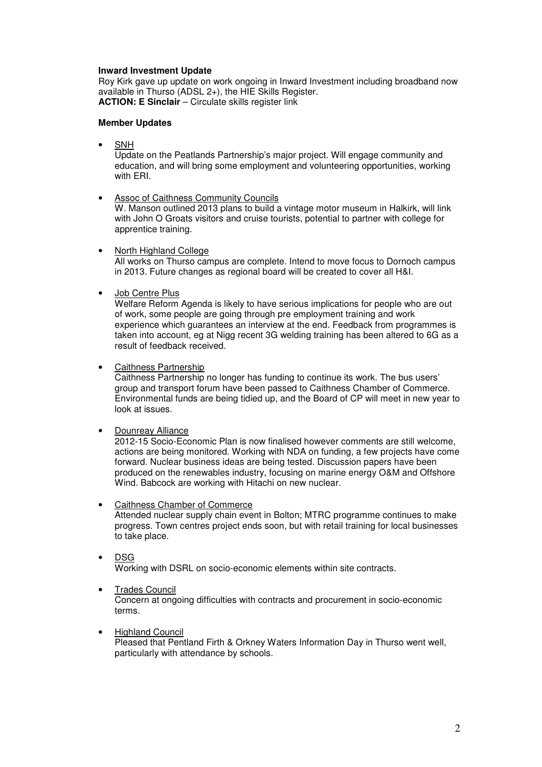**Inward Investment Update**

Roy Kirk gave up update on work ongoing in Inward Investment including broadband now available in Thurso (ADSL 2+), the HIE Skills Register.

**ACTION: E Sinclair** – Circulate skills register link

**Member Updates**

- SNH

  Update on the Peatlands Partnership's major project. Will engage community and education, and will bring some employment and volunteering opportunities, working with ERI.

- Assoc of Caithness Community Councils

  W. Manson outlined 2013 plans to build a vintage motor museum in Halkirk, will link with John O Groats visitors and cruise tourists, potential to partner with college for apprentice training.

- North Highland College

  All works on Thurso campus are complete. Intend to move focus to Dornoch campus in 2013. Future changes as regional board will be created to cover all H&I.

- Job Centre Plus

  Welfare Reform Agenda is likely to have serious implications for people who are out of work, some people are going through pre employment training and work experience which guarantees an interview at the end. Feedback from programmes is taken into account, eg at Nigg recent 3G welding training has been altered to 6G as a result of feedback received.

- Caithness Partnership

  Caithness Partnership no longer has funding to continue its work. The bus users' group and transport forum have been passed to Caithness Chamber of Commerce. Environmental funds are being tidied up, and the Board of CP will meet in new year to look at issues.

- Dounreay Alliance

  2012-15 Socio-Economic Plan is now finalised however comments are still welcome, actions are being monitored. Working with NDA on funding, a few projects have come forward. Nuclear business ideas are being tested. Discussion papers have been produced on the renewables industry, focusing on marine energy O&M and Offshore Wind. Babcock are working with Hitachi on new nuclear.

- Caithness Chamber of Commerce

  Attended nuclear supply chain event in Bolton; MTRC programme continues to make progress. Town centres project ends soon, but with retail training for local businesses to take place.

- DSG

  Working with DSRL on socio-economic elements within site contracts.

- Trades Council

  Concern at ongoing difficulties with contracts and procurement in socio-economic terms.

- Highland Council

  Pleased that Pentland Firth & Orkney Waters Information Day in Thurso went well, particularly with attendance by schools.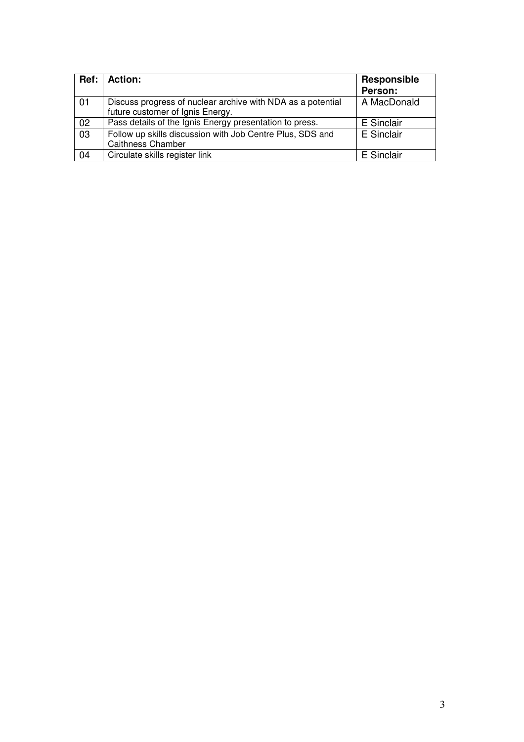| Ref: | Action: | Responsible Person: |
|---|---|---|
| 01 | Discuss progress of nuclear archive with NDA as a potential future customer of Ignis Energy. | A MacDonald |
| 02 | Pass details of the Ignis Energy presentation to press. | E Sinclair |
| 03 | Follow up skills discussion with Job Centre Plus, SDS and Caithness Chamber | E Sinclair |
| 04 | Circulate skills register link | E Sinclair |